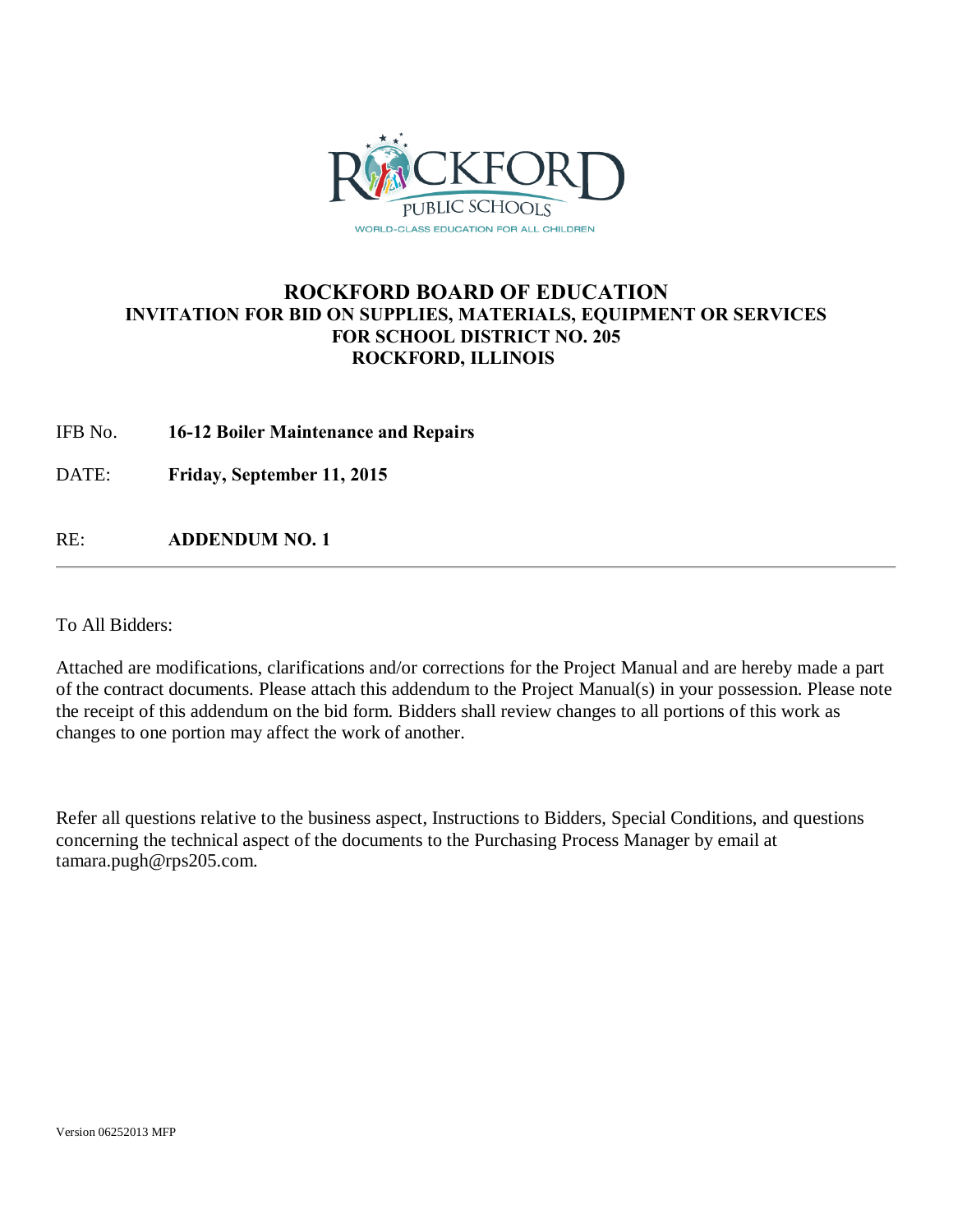# ROCKFORD BOARD OF EDUCATION

## INVITATION FOR BID ON SUPPLIES, MATERIALS, EQUIPMENT OR SERVICES FOR SCHOOL DISTRICT NO. 205 ROCKFORD, ILLINOIS

IFB No. **16-12 Boiler Maintenance and Repairs**

DATE: **Friday, September 11, 2015**

RE: **ADDENDUM NO. 1**

---

To All Bidders:

Attached are modifications, clarifications and/or corrections for the Project Manual and are hereby made a part of the contract documents. Please attach this addendum to the Project Manual(s) in your possession. Please note the receipt of this addendum on the bid form. Bidders shall review changes to all portions of this work as changes to one portion may affect the work of another.

Refer all questions relative to the business aspect, Instructions to Bidders, Special Conditions, and questions concerning the technical aspect of the documents to the Purchasing Process Manager by email at tamara.pugh@rps205.com.

Version 06252013 MFP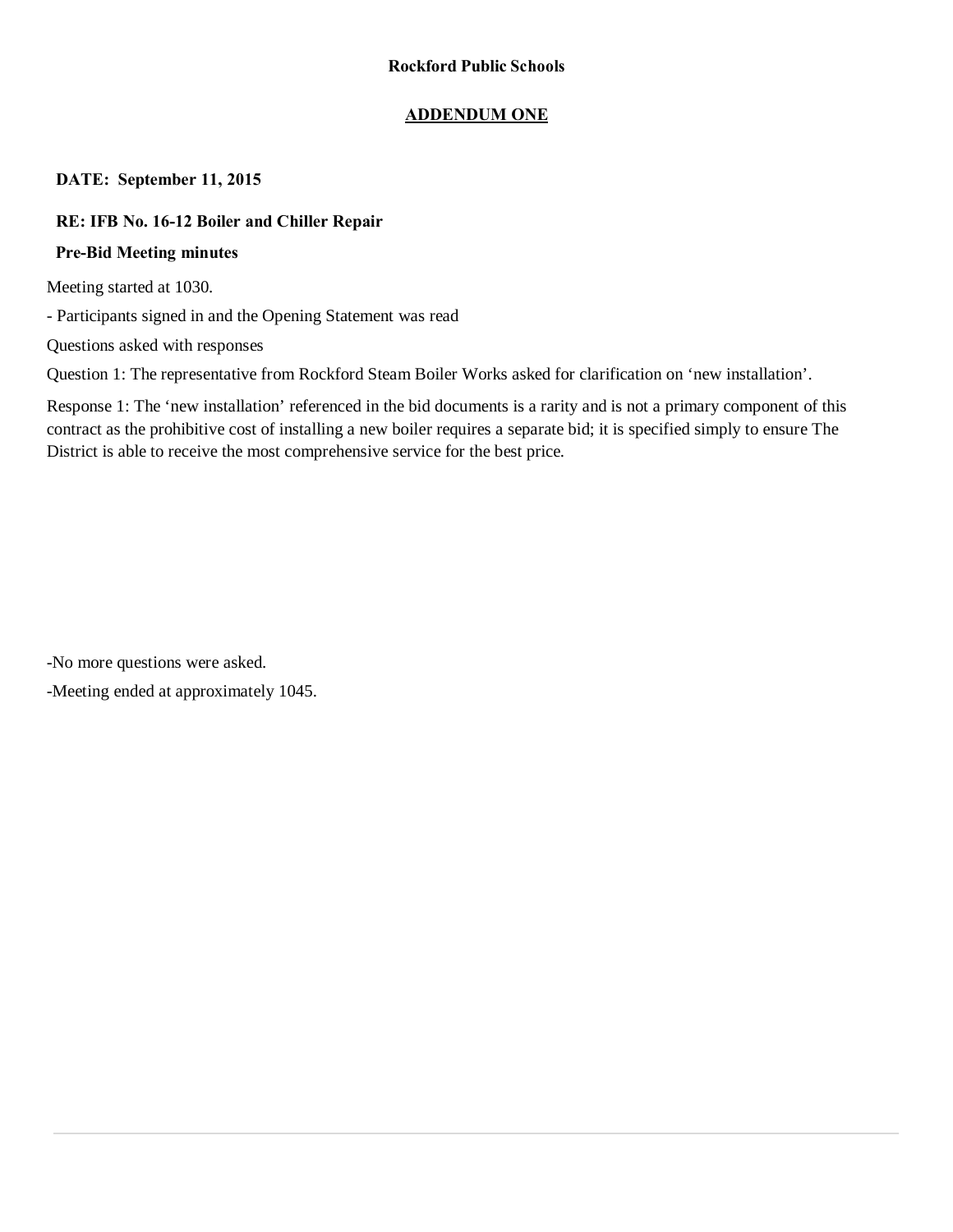**Rockford Public Schools**

**ADDENDUM ONE**

**DATE: September 11, 2015**

**RE: IFB No. 16-12 Boiler and Chiller Repair**

**Pre-Bid Meeting minutes**

Meeting started at 1030.

- Participants signed in and the Opening Statement was read

Questions asked with responses

Question 1: The representative from Rockford Steam Boiler Works asked for clarification on 'new installation'.

Response 1: The 'new installation' referenced in the bid documents is a rarity and is not a primary component of this contract as the prohibitive cost of installing a new boiler requires a separate bid; it is specified simply to ensure The District is able to receive the most comprehensive service for the best price.

-No more questions were asked.

-Meeting ended at approximately 1045.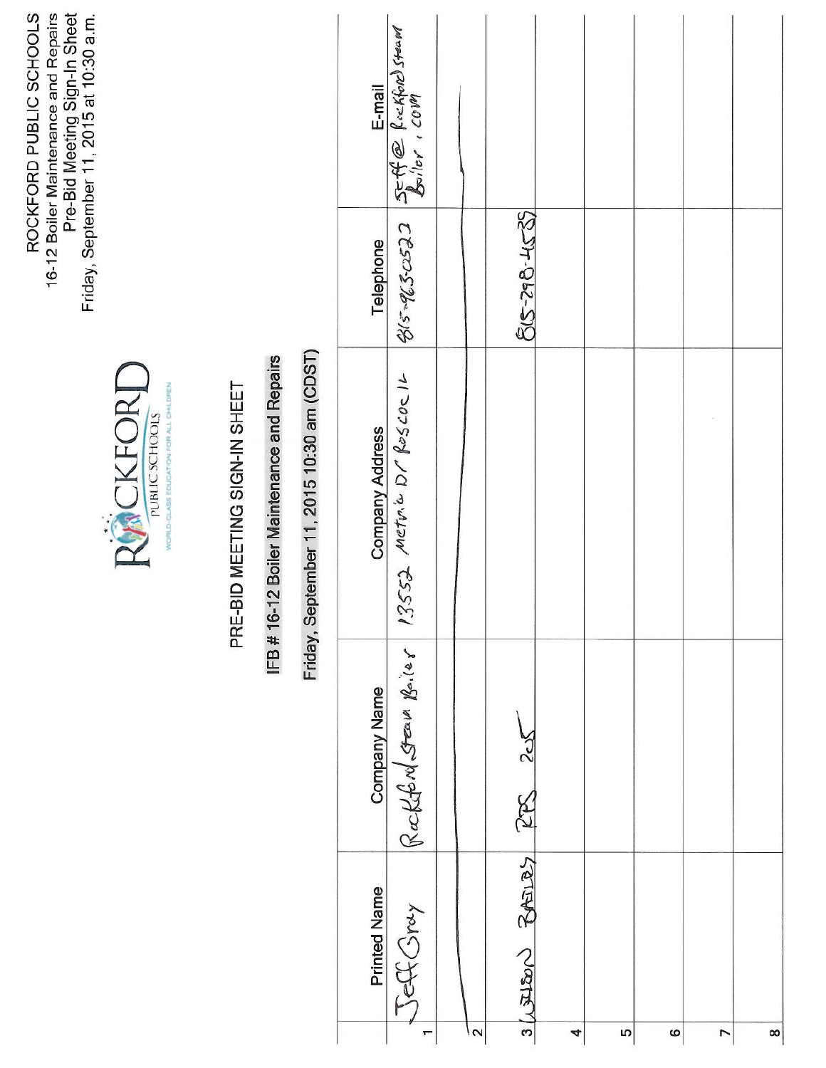ROCKFORD PUBLIC SCHOOLS
16-12 Boiler Maintenance and Repairs
Pre-Bid Meeting Sign-In Sheet
Friday, September 11, 2015 at 10:30 a.m.

ROCKFORD PUBLIC SCHOOLS
WORLD-CLASS EDUCATION FOR ALL CHILDREN

# PRE-BID MEETING SIGN-IN SHEET

## IFB # 16-12 Boiler Maintenance and Repairs

## Friday, September 11, 2015 10:30 am (CDST)

| | Printed Name | Company Name | Company Address | Telephone | E-mail |
|---|---|---|---|---|---|
| 1 | Jeff Gray | Rockford Steam Boiler | 13552 Metric Dr Roscoe IL | 815-963-0522 | Jeff@ Rockford Steam Boiler . com |
| 2 | | | | | |
| 3 | Wilson Bailey | RPS 205 | | 815-298-4535 | |
| 4 | | | | | |
| 5 | | | | | |
| 6 | | | | | |
| 7 | | | | | |
| 8 | | | | | |